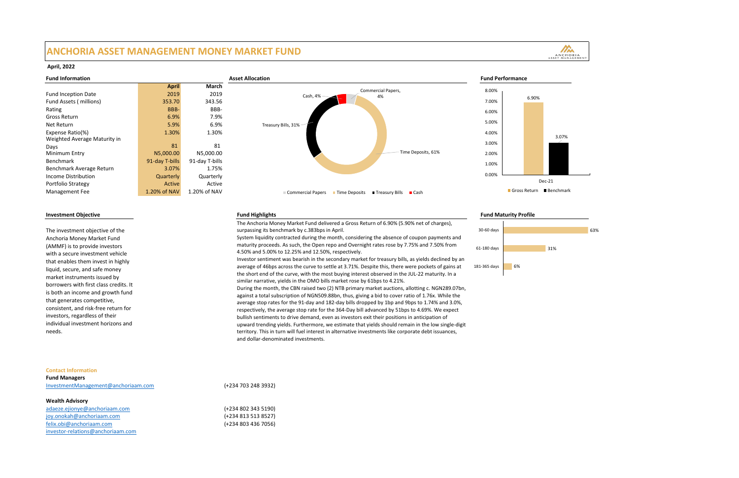# ANCHORIA ASSET MANAGEMENT MONEY MARKET FUND

**April, 2022**

## Fund Information

| | April | March |
|---|---|---|
| Fund Inception Date | 2019 | 2019 |
| Fund Assets ( millions) | 353.70 | 343.56 |
| Rating | BBB- | BBB- |
| Gross Return | 6.9% | 7.9% |
| Net Return | 5.9% | 6.9% |
| Expense Ratio(%) | 1.30% | 1.30% |
| Weighted Average Maturity in Days | 81 | 81 |
| Minimum Entry | N5,000.00 | N5,000.00 |
| Benchmark | 91-day T-bills | 91-day T-bills |
| Benchmark Average Return | 3.07% | 1.75% |
| Income Distribution | Quarterly | Quarterly |
| Portfolio Strategy | Active | Active |
| Management Fee | 1.20% of NAV | 1.20% of NAV |

## Asset Allocation

| Asset | Allocation |
|---|---|
| Commercial Papers | 4% |
| Time Deposits | 61% |
| Treasury Bills | 31% |
| Cash | 4% |

## Fund Performance

| | Gross Return | Benchmark |
|---|---|---|
| Dec-21 | 6.90% | 3.07% |

## Investment Objective

The investment objective of the Anchoria Money Market Fund (AMMF) is to provide investors with a secure investment vehicle that enables them invest in highly liquid, secure, and safe money market instruments issued by borrowers with first class credits. It is both an income and growth fund that generates competitive, consistent, and risk-free return for investors, regardless of their individual investment horizons and needs.

## Fund Highlights

The Anchoria Money Market Fund delivered a Gross Return of 6.90% (5.90% net of charges), surpassing its benchmark by c.383bps in April.

System liquidity contracted during the month, considering the absence of coupon payments and maturity proceeds. As such, the Open repo and Overnight rates rose by 7.75% and 7.50% from 4.50% and 5.00% to 12.25% and 12.50%, respectively.

Investor sentiment was bearish in the secondary market for treasury bills, as yields declined by an average of 46bps across the curve to settle at 3.71%. Despite this, there were pockets of gains at the short end of the curve, with the most buying interest observed in the JUL-22 maturity. In a similar narrative, yields in the OMO bills market rose by 61bps to 4.21%.

During the month, the CBN raised two (2) NTB primary market auctions, allotting c. NGN289.07bn, against a total subscription of NGN509.88bn, thus, giving a bid to cover ratio of 1.76x. While the average stop rates for the 91-day and 182-day bills dropped by 1bp and 9bps to 1.74% and 3.0%, respectively, the average stop rate for the 364-Day bill advanced by 51bps to 4.69%. We expect bullish sentiments to drive demand, even as investors exit their positions in anticipation of upward trending yields. Furthermore, we estimate that yields should remain in the low single-digit territory. This in turn will fuel interest in alternative investments like corporate debt issuances, and dollar-denominated investments.

## Fund Maturity Profile

| Maturity | Allocation |
|---|---|
| 30-60 days | 63% |
| 61-180 days | 31% |
| 181-365 days | 6% |

**Contact Information**

**Fund Managers**

InvestmentManagement@anchoriaam.com (+234 703 248 3932)

**Wealth Advisory**

adaeze.ejionye@anchoriaam.com (+234 802 343 5190)
joy.onokah@anchoriaam.com (+234 813 513 8527)
felix.obi@anchoriaam.com (+234 803 436 7056)
investor-relations@anchoriaam.com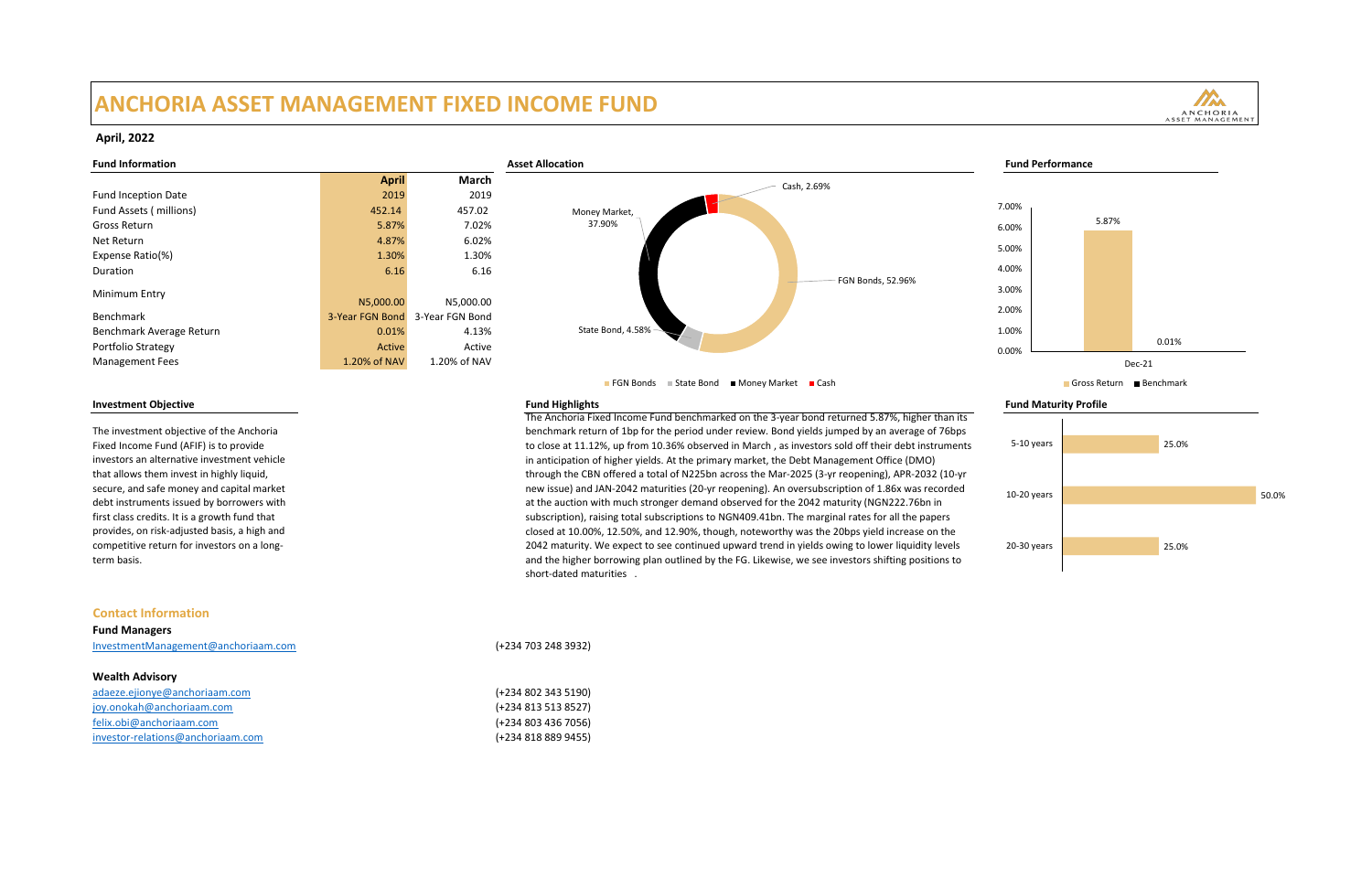# ANCHORIA ASSET MANAGEMENT FIXED INCOME FUND

**April, 2022**

### Fund Information

| | April | March |
|---|---|---|
| Fund Inception Date | 2019 | 2019 |
| Fund Assets ( millions) | 452.14 | 457.02 |
| Gross Return | 5.87% | 7.02% |
| Net Return | 4.87% | 6.02% |
| Expense Ratio(%) | 1.30% | 1.30% |
| Duration | 6.16 | 6.16 |
| Minimum Entry | N5,000.00 | N5,000.00 |
| Benchmark | 3-Year FGN Bond | 3-Year FGN Bond |
| Benchmark Average Return | 0.01% | 4.13% |
| Portfolio Strategy | Active | Active |
| Management Fees | 1.20% of NAV | 1.20% of NAV |

### Asset Allocation

| Asset | Allocation |
|---|---|
| FGN Bonds | 52.96% |
| State Bond | 4.58% |
| Money Market | 37.90% |
| Cash | 2.69% |

### Fund Performance

| Dec-21 | Value |
|---|---|
| Gross Return | 5.87% |
| Benchmark | 0.01% |

### Investment Objective

The investment objective of the Anchoria Fixed Income Fund (AFIF) is to provide investors an alternative investment vehicle that allows them invest in highly liquid, secure, and safe money and capital market debt instruments issued by borrowers with first class credits. It is a growth fund that provides, on risk-adjusted basis, a high and competitive return for investors on a long-term basis.

### Fund Highlights

The Anchoria Fixed Income Fund benchmarked on the 3-year bond returned 5.87%, higher than its benchmark return of 1bp for the period under review. Bond yields jumped by an average of 76bps to close at 11.12%, up from 10.36% observed in March , as investors sold off their debt instruments in anticipation of higher yields. At the primary market, the Debt Management Office (DMO) through the CBN offered a total of N225bn across the Mar-2025 (3-yr reopening), APR-2032 (10-yr new issue) and JAN-2042 maturities (20-yr reopening). An oversubscription of 1.86x was recorded at the auction with much stronger demand observed for the 2042 maturity (NGN222.76bn in subscription), raising total subscriptions to NGN409.41bn. The marginal rates for all the papers closed at 10.00%, 12.50%, and 12.90%, though, noteworthy was the 20bps yield increase on the 2042 maturity. We expect to see continued upward trend in yields owing to lower liquidity levels and the higher borrowing plan outlined by the FG. Likewise, we see investors shifting positions to short-dated maturities .

### Fund Maturity Profile

| Maturity | Allocation |
|---|---|
| 5-10 years | 25.0% |
| 10-20 years | 50.0% |
| 20-30 years | 25.0% |

## Contact Information

**Fund Managers**

InvestmentManagement@anchoriaam.com (+234 703 248 3932)

**Wealth Advisory**

adaeze.ejionye@anchoriaam.com (+234 802 343 5190)

joy.onokah@anchoriaam.com (+234 813 513 8527)

felix.obi@anchoriaam.com (+234 803 436 7056)

investor-relations@anchoriaam.com (+234 818 889 9455)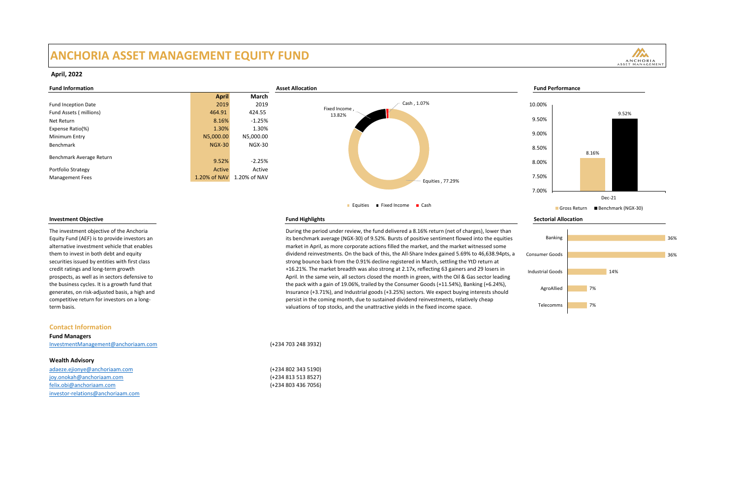# ANCHORIA ASSET MANAGEMENT EQUITY FUND

**April, 2022**

### Fund Information

| | April | March |
|---|---|---|
| Fund Inception Date | 2019 | 2019 |
| Fund Assets ( millions) | 464.91 | 424.55 |
| Net Return | 8.16% | -1.25% |
| Expense Ratio(%) | 1.30% | 1.30% |
| Minimum Entry | N5,000.00 | N5,000.00 |
| Benchmark | NGX-30 | NGX-30 |
| Benchmark Average Return | 9.52% | -2.25% |
| Portfolio Strategy | Active | Active |
| Management Fees | 1.20% of NAV | 1.20% of NAV |

### Asset Allocation

Cash , 1.07%

Fixed Income , 13.82%

Equities , 77.29%

Equities · Fixed Income · Cash

### Fund Performance

10.00%
9.50%
9.00%
8.50%
8.00%
7.50%
7.00%

8.16%
9.52%

Dec-21

Gross Return · Benchmark (NGX-30)

### Investment Objective

The investment objective of the Anchoria Equity Fund (AEF) is to provide investors an alternative investment vehicle that enables them to invest in both debt and equity securities issued by entities with first class credit ratings and long-term growth prospects, as well as in sectors defensive to the business cycles. It is a growth fund that generates, on risk-adjusted basis, a high and competitive return for investors on a long-term basis.

### Fund Highlights

During the period under review, the fund delivered a 8.16% return (net of charges), lower than its benchmark average (NGX-30) of 9.52%. Bursts of positive sentiment flowed into the equities market in April, as more corporate actions filled the market, and the market witnessed some dividend reinvestments. On the back of this, the All-Share Index gained 5.69% to 46,638.94pts, a strong bounce back from the 0.91% decline registered in March, settling the YtD return at +16.21%. The market breadth was also strong at 2.17x, reflecting 63 gainers and 29 losers in April. In the same vein, all sectors closed the month in green, with the Oil & Gas sector leading the pack with a gain of 19.06%, trailed by the Consumer Goods (+11.54%), Banking (+6.24%), Insurance (+3.71%), and Industrial goods (+3.25%) sectors. We expect buying interests should persist in the coming month, due to sustained dividend reinvestments, relatively cheap valuations of top stocks, and the unattractive yields in the fixed income space.

### Sectorial Allocation

Banking 36%

Consumer Goods 36%

Industrial Goods 14%

AgroAllied 7%

Telecomms 7%

## Contact Information

**Fund Managers**

InvestmentManagement@anchoriaam.com (+234 703 248 3932)

**Wealth Advisory**

adaeze.ejionye@anchoriaam.com (+234 802 343 5190)
joy.onokah@anchoriaam.com (+234 813 513 8527)
felix.obi@anchoriaam.com (+234 803 436 7056)
investor-relations@anchoriaam.com